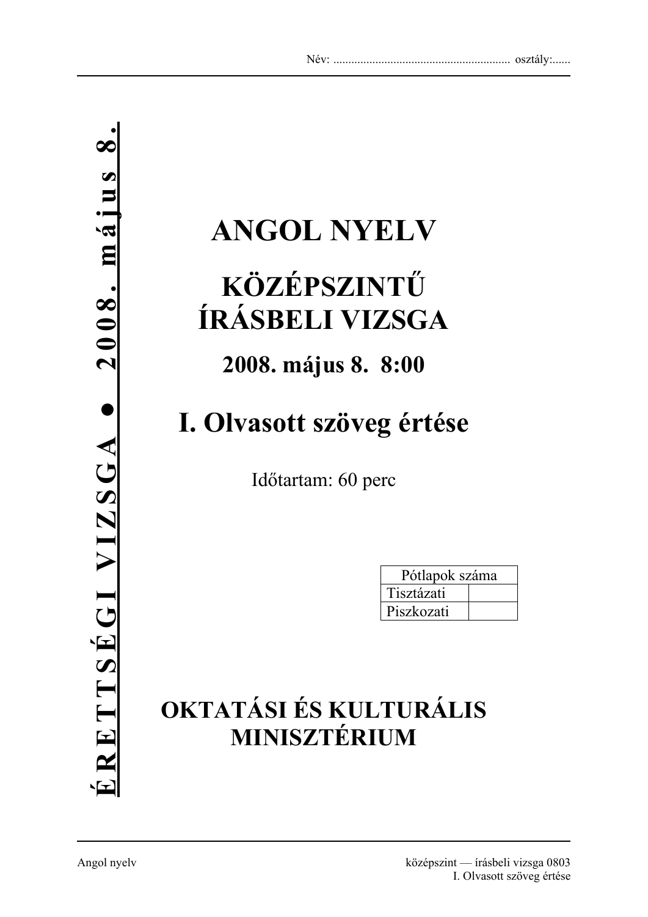Név: ........................................................... osztály:......

ÉRETTSÉGI VIZSGA • 2008. május 8.

# ANGOL NYELV

## KÖZÉPSZINTŰ ÍRÁSBELI VIZSGA

### 2008. május 8. 8:00

## I. Olvasott szöveg értése

Időtartam: 60 perc

| Pótlapok száma | |
|---|---|
| Tisztázati | |
| Piszkozati | |

## OKTATÁSI ÉS KULTURÁLIS MINISZTÉRIUM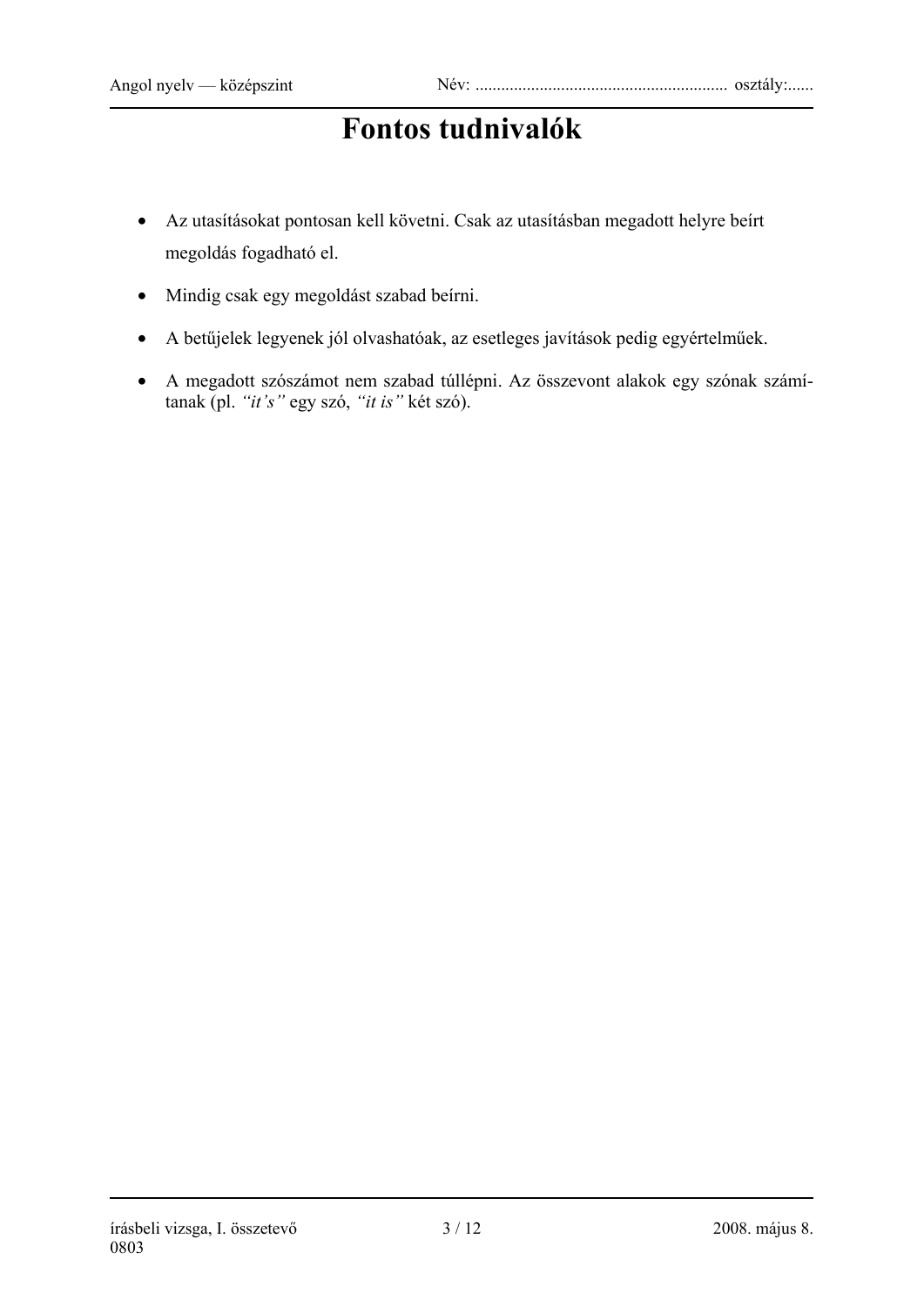# Fontos tudnivalók

- Az utasításokat pontosan kell követni. Csak az utasításban megadott helyre beírt megoldás fogadható el.
- Mindig csak egy megoldást szabad beírni.
- A betűjelek legyenek jól olvashatóak, az esetleges javítások pedig egyértelműek.
- A megadott szószámot nem szabad túllépni. Az összevont alakok egy szónak számítanak (pl. *"it's"* egy szó, *"it is"* két szó).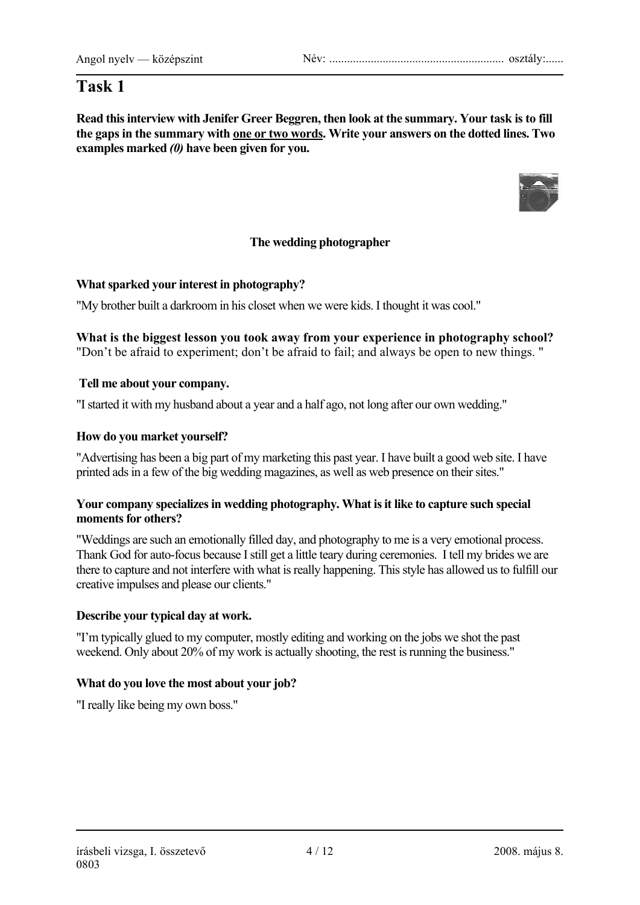# Task 1

**Read this interview with Jenifer Greer Beggren, then look at the summary. Your task is to fill the gaps in the summary with one or two words. Write your answers on the dotted lines. Two examples marked *(0)* have been given for you.**

### The wedding photographer

**What sparked your interest in photography?**

"My brother built a darkroom in his closet when we were kids. I thought it was cool."

**What is the biggest lesson you took away from your experience in photography school?**

"Don't be afraid to experiment; don't be afraid to fail; and always be open to new things. "

**Tell me about your company.**

"I started it with my husband about a year and a half ago, not long after our own wedding."

**How do you market yourself?**

"Advertising has been a big part of my marketing this past year. I have built a good web site. I have printed ads in a few of the big wedding magazines, as well as web presence on their sites."

**Your company specializes in wedding photography. What is it like to capture such special moments for others?**

"Weddings are such an emotionally filled day, and photography to me is a very emotional process. Thank God for auto-focus because I still get a little teary during ceremonies. I tell my brides we are there to capture and not interfere with what is really happening. This style has allowed us to fulfill our creative impulses and please our clients."

**Describe your typical day at work.**

"I'm typically glued to my computer, mostly editing and working on the jobs we shot the past weekend. Only about 20% of my work is actually shooting, the rest is running the business."

**What do you love the most about your job?**

"I really like being my own boss."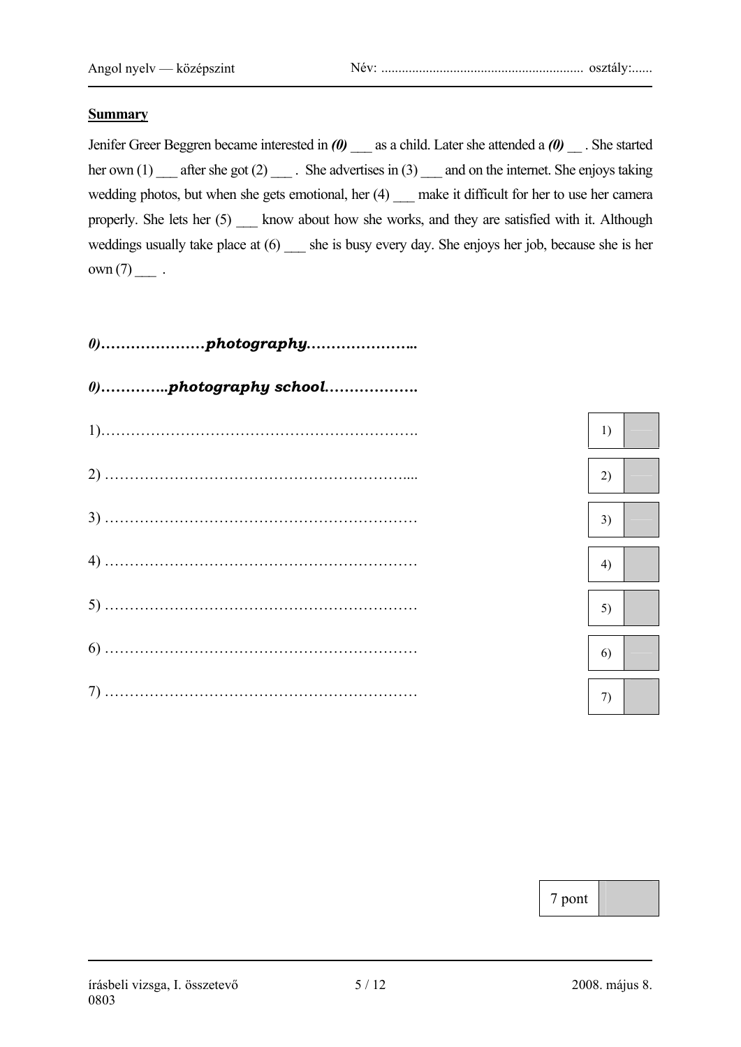**Summary**

Jenifer Greer Beggren became interested in ***(0)*** ___ as a child. Later she attended a ***(0)*** __ . She started her own (1) ___ after she got (2) ___ . She advertises in (3) ___ and on the internet. She enjoys taking wedding photos, but when she gets emotional, her (4) ___ make it difficult for her to use her camera properly. She lets her (5) ___ know about how she works, and they are satisfied with it. Although weddings usually take place at (6) ___ she is busy every day. She enjoys her job, because she is her own (7) ___ .

***0)…………………photography…………………..***

***0)…………..photography school……………….***

1)……………………………………………………….

2) ……………………………………………………....

3) ………………………………………………………

4) ………………………………………………………

5) ………………………………………………………

6) ………………………………………………………

7) ………………………………………………………

| 1) | |
|---|---|
| 2) | |
| 3) | |
| 4) | |
| 5) | |
| 6) | |
| 7) | |

| 7 pont | |
|---|---|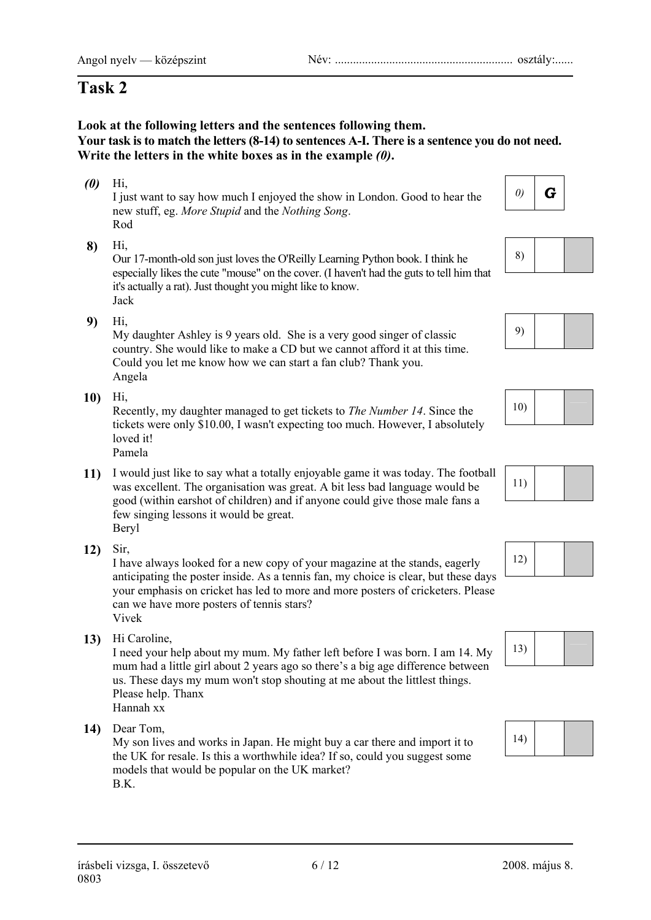# Task 2

**Look at the following letters and the sentences following them.**
**Your task is to match the letters (8-14) to sentences A-I. There is a sentence you do not need.**
**Write the letters in the white boxes as in the example *(0)*.**

***(0)*** Hi,
I just want to say how much I enjoyed the show in London. Good to hear the new stuff, eg. *More Stupid* and the *Nothing Song*.
Rod

*0)* **G**

**8)** Hi,
Our 17-month-old son just loves the O'Reilly Learning Python book. I think he especially likes the cute "mouse" on the cover. (I haven't had the guts to tell him that it's actually a rat). Just thought you might like to know.
Jack

8) ☐

**9)** Hi,
My daughter Ashley is 9 years old. She is a very good singer of classic country. She would like to make a CD but we cannot afford it at this time. Could you let me know how we can start a fan club? Thank you.
Angela

9) ☐

**10)** Hi,
Recently, my daughter managed to get tickets to *The Number 14*. Since the tickets were only $10.00, I wasn't expecting too much. However, I absolutely loved it!
Pamela

10) ☐

**11)** I would just like to say what a totally enjoyable game it was today. The football was excellent. The organisation was great. A bit less bad language would be good (within earshot of children) and if anyone could give those male fans a few singing lessons it would be great.
Beryl

11) ☐

**12)** Sir,
I have always looked for a new copy of your magazine at the stands, eagerly anticipating the poster inside. As a tennis fan, my choice is clear, but these days your emphasis on cricket has led to more and more posters of cricketers. Please can we have more posters of tennis stars?
Vivek

12) ☐

**13)** Hi Caroline,
I need your help about my mum. My father left before I was born. I am 14. My mum had a little girl about 2 years ago so there's a big age difference between us. These days my mum won't stop shouting at me about the littlest things. Please help. Thanx
Hannah xx

13) ☐

**14)** Dear Tom,
My son lives and works in Japan. He might buy a car there and import it to the UK for resale. Is this a worthwhile idea? If so, could you suggest some models that would be popular on the UK market?
B.K.

14) ☐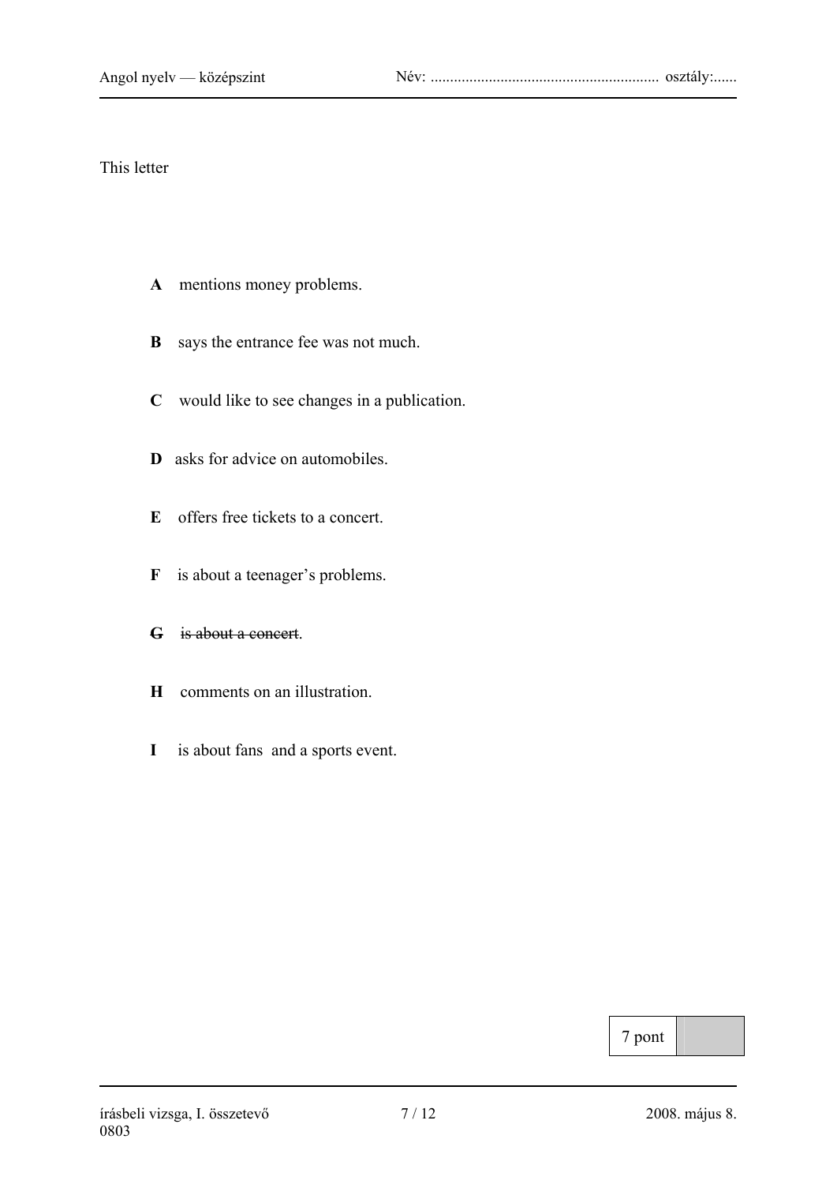This letter

- **A** mentions money problems.
- **B** says the entrance fee was not much.
- **C** would like to see changes in a publication.
- **D** asks for advice on automobiles.
- **E** offers free tickets to a concert.
- **F** is about a teenager's problems.
- ~~**G** is about a concert~~.
- **H** comments on an illustration.
- **I** is about fans and a sports event.

| 7 pont | |
|---|---|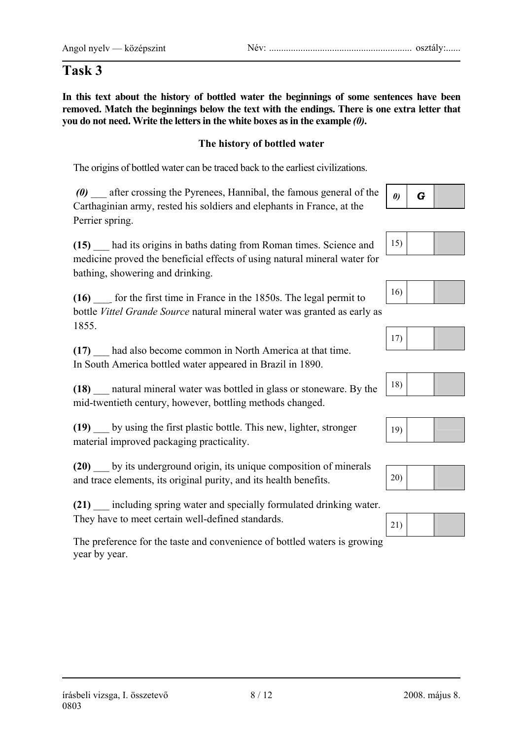# Task 3

**In this text about the history of bottled water the beginnings of some sentences have been removed. Match the beginnings below the text with the endings. There is one extra letter that you do not need. Write the letters in the white boxes as in the example *(0)*.**

### The history of bottled water

The origins of bottled water can be traced back to the earliest civilizations.

***(0)*** ___ after crossing the Pyrenees, Hannibal, the famous general of the Carthaginian army, rested his soldiers and elephants in France, at the Perrier spring.

| 0) | G | |
|---|---|---|

**(15)** ___ had its origins in baths dating from Roman times. Science and medicine proved the beneficial effects of using natural mineral water for bathing, showering and drinking.

| 15) | | |
|---|---|---|

**(16)** ___ for the first time in France in the 1850s. The legal permit to bottle *Vittel Grande Source* natural mineral water was granted as early as 1855.

| 16) | | |
|---|---|---|

**(17)** ___ had also become common in North America at that time. In South America bottled water appeared in Brazil in 1890.

| 17) | | |
|---|---|---|

**(18)** ___ natural mineral water was bottled in glass or stoneware. By the mid-twentieth century, however, bottling methods changed.

| 18) | | |
|---|---|---|

**(19)** ___ by using the first plastic bottle. This new, lighter, stronger material improved packaging practicality.

| 19) | | |
|---|---|---|

**(20)** ___ by its underground origin, its unique composition of minerals and trace elements, its original purity, and its health benefits.

| 20) | | |
|---|---|---|

**(21)** ___ including spring water and specially formulated drinking water. They have to meet certain well-defined standards.

| 21) | | |
|---|---|---|

The preference for the taste and convenience of bottled waters is growing year by year.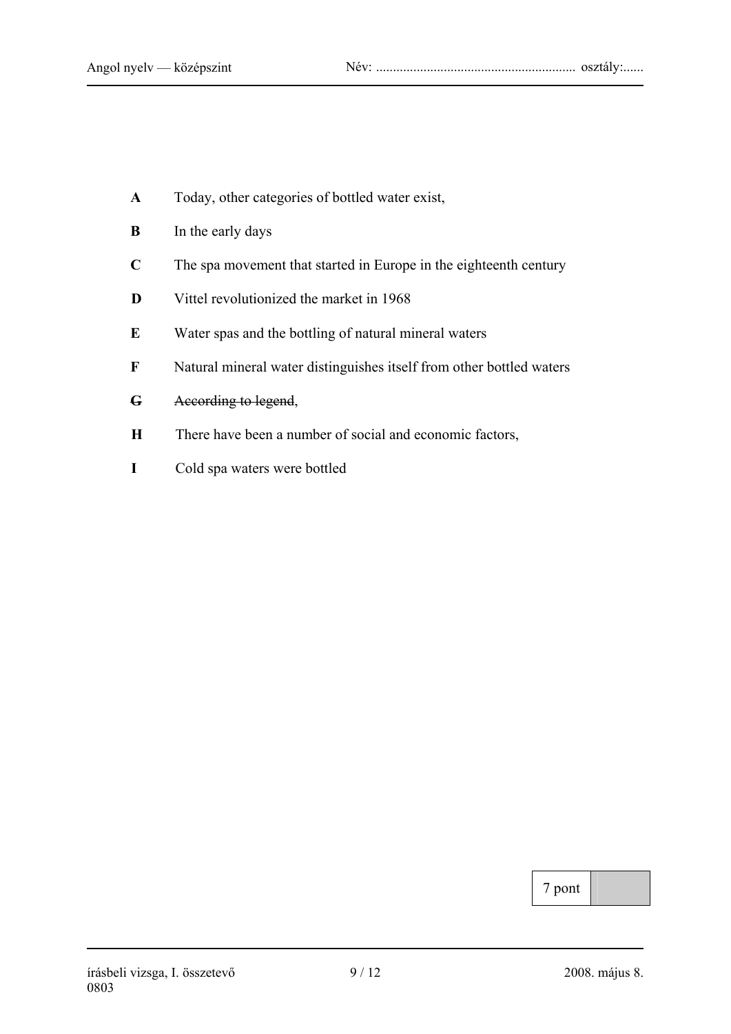**A** Today, other categories of bottled water exist,

**B** In the early days

**C** The spa movement that started in Europe in the eighteenth century

**D** Vittel revolutionized the market in 1968

**E** Water spas and the bottling of natural mineral waters

**F** Natural mineral water distinguishes itself from other bottled waters

**~~G~~** ~~According to legend~~,

**H** There have been a number of social and economic factors,

**I** Cold spa waters were bottled

| 7 pont | |
|---|---|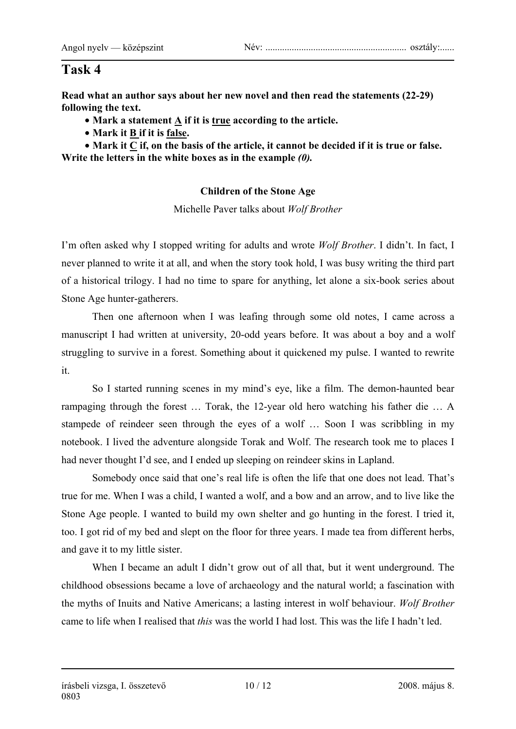# Task 4

**Read what an author says about her new novel and then read the statements (22-29) following the text.**

- **Mark a statement <u>A</u> if it is <u>true</u> according to the article.**
- **Mark it <u>B</u> if it is <u>false</u>.**
- **Mark it <u>C</u> if, on the basis of the article, it cannot be decided if it is true or false.**

**Write the letters in the white boxes as in the example *(0)*.**

### Children of the Stone Age

Michelle Paver talks about *Wolf Brother*

I'm often asked why I stopped writing for adults and wrote *Wolf Brother*. I didn't. In fact, I never planned to write it at all, and when the story took hold, I was busy writing the third part of a historical trilogy. I had no time to spare for anything, let alone a six-book series about Stone Age hunter-gatherers.

Then one afternoon when I was leafing through some old notes, I came across a manuscript I had written at university, 20-odd years before. It was about a boy and a wolf struggling to survive in a forest. Something about it quickened my pulse. I wanted to rewrite it.

So I started running scenes in my mind's eye, like a film. The demon-haunted bear rampaging through the forest … Torak, the 12-year old hero watching his father die … A stampede of reindeer seen through the eyes of a wolf … Soon I was scribbling in my notebook. I lived the adventure alongside Torak and Wolf. The research took me to places I had never thought I'd see, and I ended up sleeping on reindeer skins in Lapland.

Somebody once said that one's real life is often the life that one does not lead. That's true for me. When I was a child, I wanted a wolf, and a bow and an arrow, and to live like the Stone Age people. I wanted to build my own shelter and go hunting in the forest. I tried it, too. I got rid of my bed and slept on the floor for three years. I made tea from different herbs, and gave it to my little sister.

When I became an adult I didn't grow out of all that, but it went underground. The childhood obsessions became a love of archaeology and the natural world; a fascination with the myths of Inuits and Native Americans; a lasting interest in wolf behaviour. *Wolf Brother* came to life when I realised that *this* was the world I had lost. This was the life I hadn't led.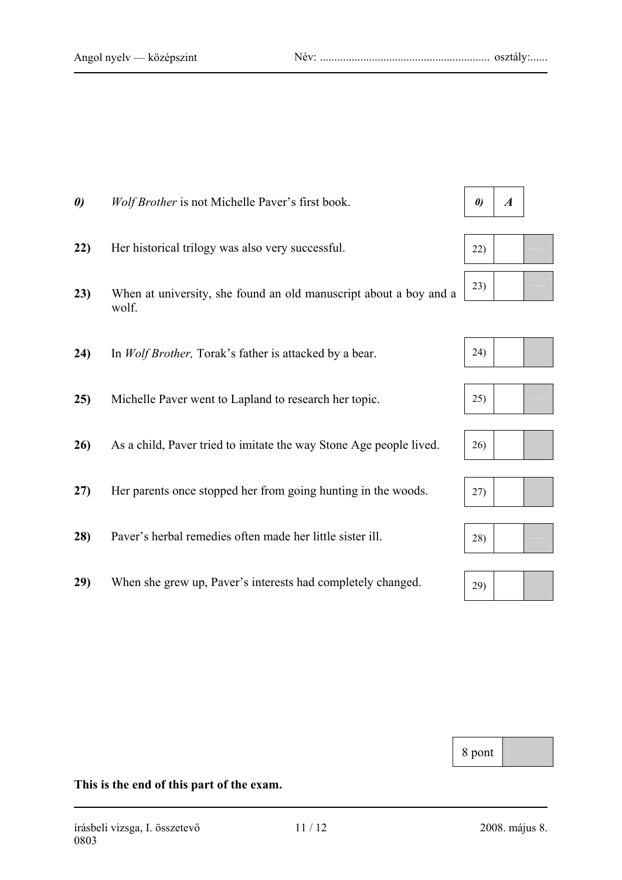| | | |
|---|---|---|
| ***0)*** | *Wolf Brother* is not Michelle Paver's first book. | ***0)*** ***A*** |
| **22)** | Her historical trilogy was also very successful. | 22) |
| **23)** | When at university, she found an old manuscript about a boy and a wolf. | 23) |
| **24)** | In *Wolf Brother,* Torak's father is attacked by a bear. | 24) |
| **25)** | Michelle Paver went to Lapland to research her topic. | 25) |
| **26)** | As a child, Paver tried to imitate the way Stone Age people lived. | 26) |
| **27)** | Her parents once stopped her from going hunting in the woods. | 27) |
| **28)** | Paver's herbal remedies often made her little sister ill. | 28) |
| **29)** | When she grew up, Paver's interests had completely changed. | 29) |

8 pont

**This is the end of this part of the exam.**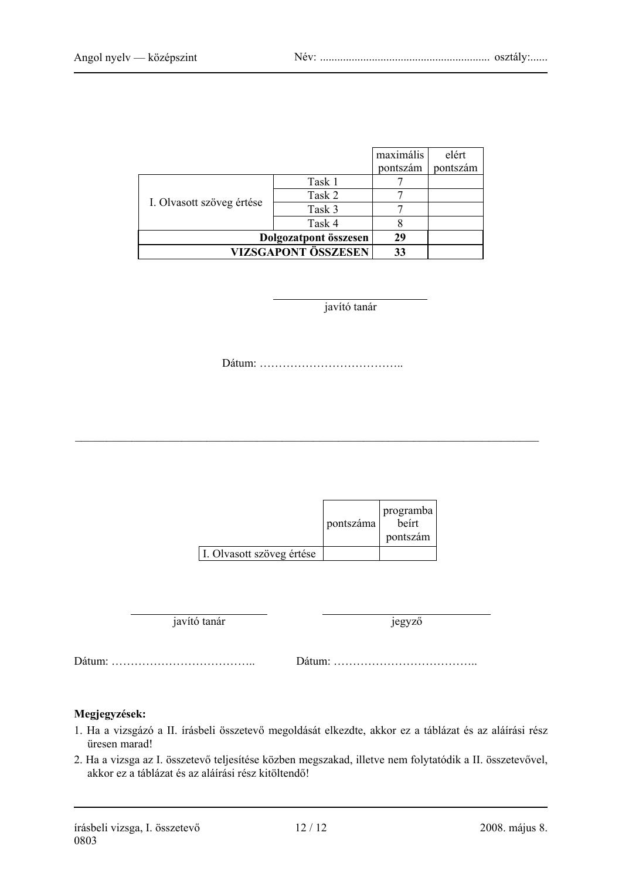| | | maximális pontszám | elért pontszám |
|---|---|---|---|
| I. Olvasott szöveg értése | Task 1 | 7 | |
| | Task 2 | 7 | |
| | Task 3 | 7 | |
| | Task 4 | 8 | |
| **Dolgozatpont összesen** | | **29** | |
| **VIZSGAPONT ÖSSZESEN** | | **33** | |

_____________________________
javító tanár

Dátum: ………………………………..

---

| | pontszáma | programba beírt pontszám |
|---|---|---|
| I. Olvasott szöveg értése | | |

_____________________________
javító tanár

_____________________________
jegyző

Dátum: ………………………………..

Dátum: ………………………………..

**Megjegyzések:**

1. Ha a vizsgázó a II. írásbeli összetevő megoldását elkezdte, akkor ez a táblázat és az aláírási rész üresen marad!
2. Ha a vizsga az I. összetevő teljesítése közben megszakad, illetve nem folytatódik a II. összetevővel, akkor ez a táblázat és az aláírási rész kitöltendő!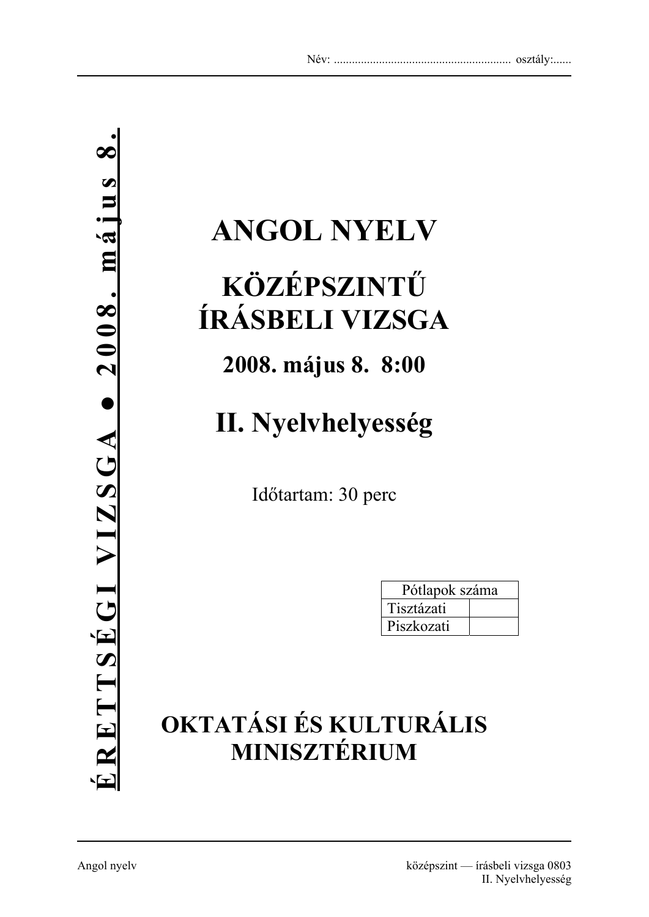Név: ........................................................... osztály:......

**É R E T T S É G I   V I Z S G A ● 2 0 0 8.   m á j u s   8.**

# ANGOL NYELV

## KÖZÉPSZINTŰ ÍRÁSBELI VIZSGA

### 2008. május 8. 8:00

## II. Nyelvhelyesség

Időtartam: 30 perc

| Pótlapok száma | |
|---|---|
| Tisztázati | |
| Piszkozati | |

## OKTATÁSI ÉS KULTURÁLIS MINISZTÉRIUM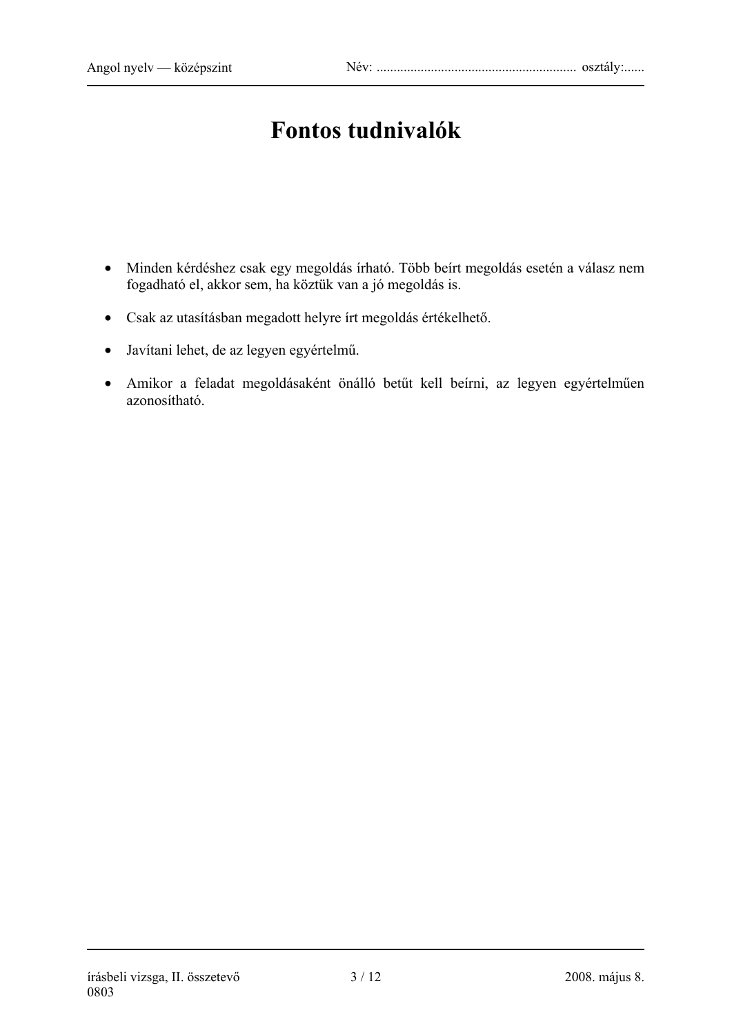# Fontos tudnivalók

- Minden kérdéshez csak egy megoldás írható. Több beírt megoldás esetén a válasz nem fogadható el, akkor sem, ha köztük van a jó megoldás is.
- Csak az utasításban megadott helyre írt megoldás értékelhető.
- Javítani lehet, de az legyen egyértelmű.
- Amikor a feladat megoldásaként önálló betűt kell beírni, az legyen egyértelműen azonosítható.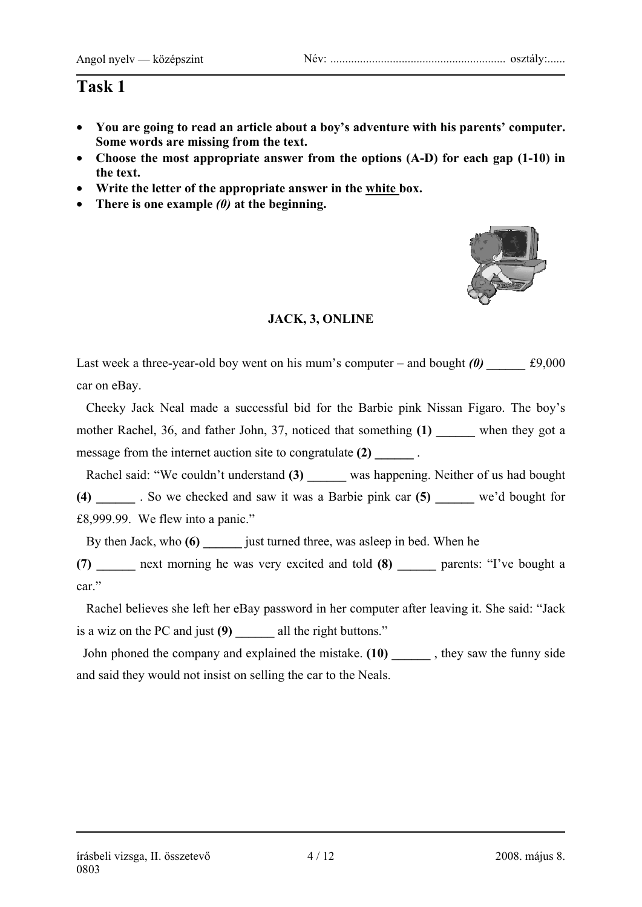# Task 1

- **You are going to read an article about a boy's adventure with his parents' computer. Some words are missing from the text.**
- **Choose the most appropriate answer from the options (A-D) for each gap (1-10) in the text.**
- **Write the letter of the appropriate answer in the white box.**
- **There is one example *(0)* at the beginning.**

**JACK, 3, ONLINE**

Last week a three-year-old boy went on his mum's computer – and bought ***(0)*** **______** £9,000 car on eBay.

Cheeky Jack Neal made a successful bid for the Barbie pink Nissan Figaro. The boy's mother Rachel, 36, and father John, 37, noticed that something **(1) ______** when they got a message from the internet auction site to congratulate **(2) ______** .

Rachel said: "We couldn't understand **(3) ______** was happening. Neither of us had bought **(4) ______** . So we checked and saw it was a Barbie pink car **(5) ______** we'd bought for £8,999.99. We flew into a panic."

By then Jack, who **(6) ______** just turned three, was asleep in bed. When he **(7) ______** next morning he was very excited and told **(8) ______** parents: "I've bought a car."

Rachel believes she left her eBay password in her computer after leaving it. She said: "Jack is a wiz on the PC and just **(9) ______** all the right buttons."

John phoned the company and explained the mistake. **(10) ______** , they saw the funny side and said they would not insist on selling the car to the Neals.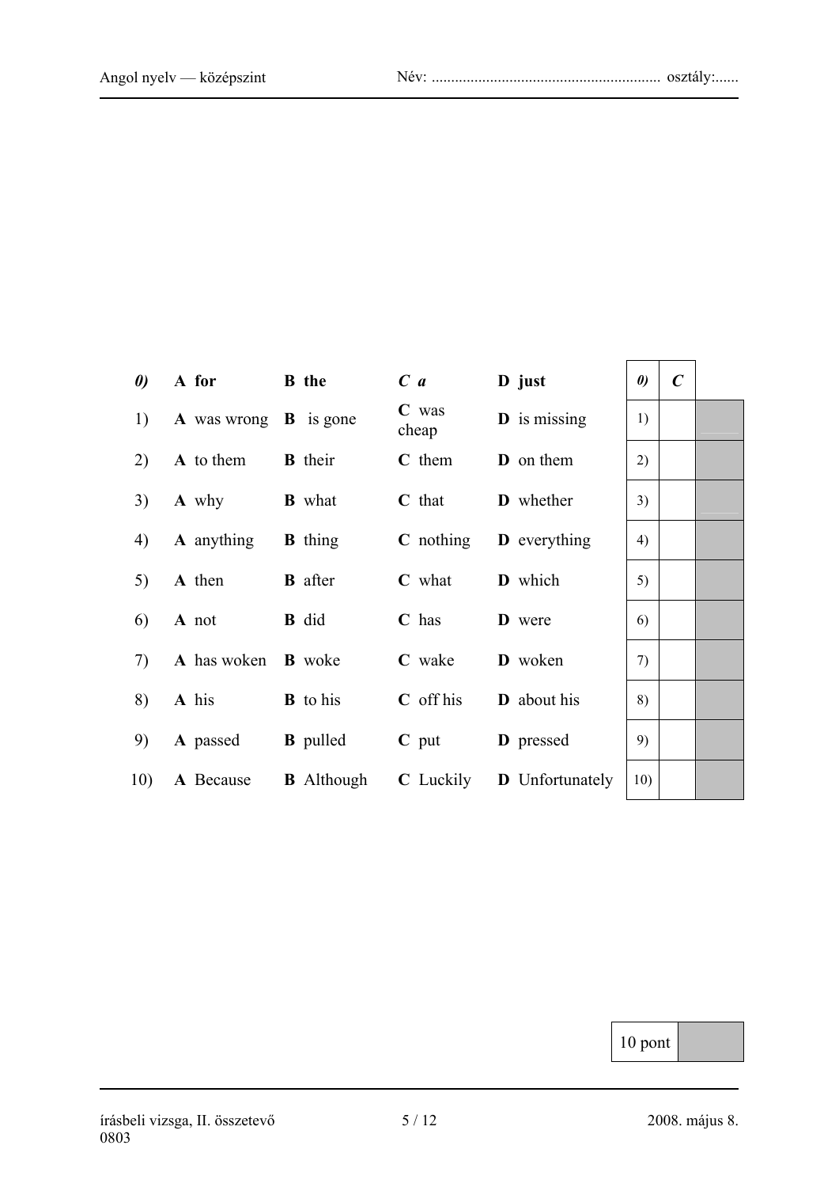| | A | B | C | D | | | |
|---|---|---|---|---|---|---|---|
| ***0)*** | **A for** | **B the** | ***C a*** | **D just** | ***0)*** | ***C*** | |
| 1) | **A** was wrong | **B** is gone | **C** was cheap | **D** is missing | 1) | | |
| 2) | **A** to them | **B** their | **C** them | **D** on them | 2) | | |
| 3) | **A** why | **B** what | **C** that | **D** whether | 3) | | |
| 4) | **A** anything | **B** thing | **C** nothing | **D** everything | 4) | | |
| 5) | **A** then | **B** after | **C** what | **D** which | 5) | | |
| 6) | **A** not | **B** did | **C** has | **D** were | 6) | | |
| 7) | **A** has woken | **B** woke | **C** wake | **D** woken | 7) | | |
| 8) | **A** his | **B** to his | **C** off his | **D** about his | 8) | | |
| 9) | **A** passed | **B** pulled | **C** put | **D** pressed | 9) | | |
| 10) | **A** Because | **B** Although | **C** Luckily | **D** Unfortunately | 10) | | |

| 10 pont | |
|---|---|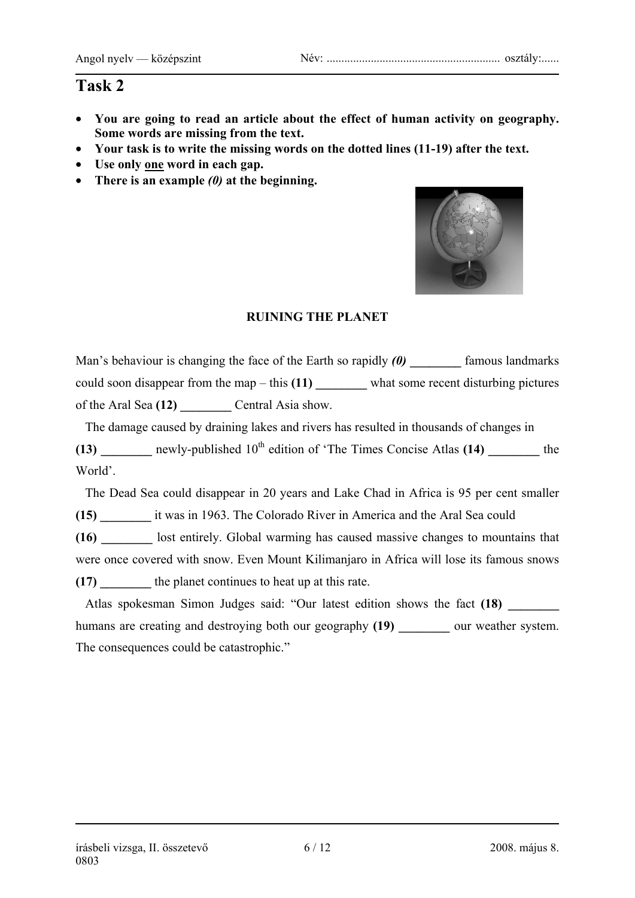# Task 2

- **You are going to read an article about the effect of human activity on geography. Some words are missing from the text.**
- **Your task is to write the missing words on the dotted lines (11-19) after the text.**
- **Use only one word in each gap.**
- **There is an example *(0)* at the beginning.**

**RUINING THE PLANET**

Man's behaviour is changing the face of the Earth so rapidly ***(0)*** **________** famous landmarks could soon disappear from the map – this **(11) ________** what some recent disturbing pictures of the Aral Sea **(12) ________** Central Asia show.

The damage caused by draining lakes and rivers has resulted in thousands of changes in **(13) ________** newly-published 10th edition of 'The Times Concise Atlas **(14) ________** the World'.

The Dead Sea could disappear in 20 years and Lake Chad in Africa is 95 per cent smaller **(15) ________** it was in 1963. The Colorado River in America and the Aral Sea could **(16) ________** lost entirely. Global warming has caused massive changes to mountains that were once covered with snow. Even Mount Kilimanjaro in Africa will lose its famous snows **(17) ________** the planet continues to heat up at this rate.

Atlas spokesman Simon Judges said: "Our latest edition shows the fact **(18) ________** humans are creating and destroying both our geography **(19) ________** our weather system. The consequences could be catastrophic."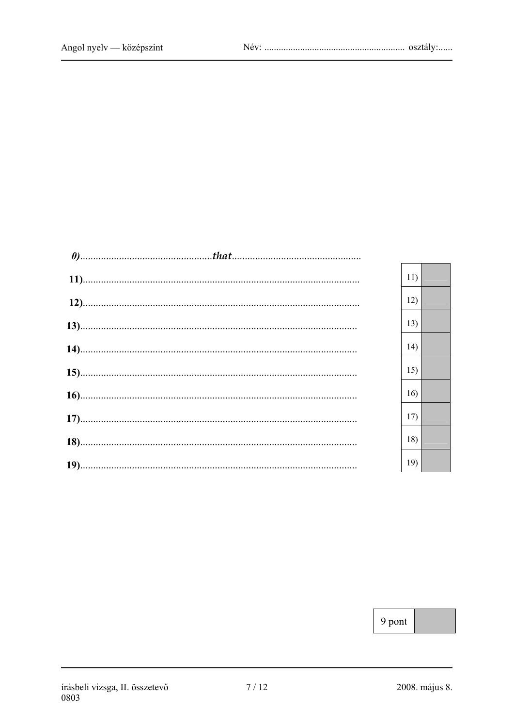*0)*..................................................***that***..................................................

**11)**..........................................................................................................

**12)**..........................................................................................................

**13)**..........................................................................................................

**14)**..........................................................................................................

**15)**..........................................................................................................

**16)**..........................................................................................................

**17)**..........................................................................................................

**18)**..........................................................................................................

**19)**..........................................................................................................

| | |
|---|---|
| 11) | |
| 12) | |
| 13) | |
| 14) | |
| 15) | |
| 16) | |
| 17) | |
| 18) | |
| 19) | |

| | |
|---|---|
| 9 pont | |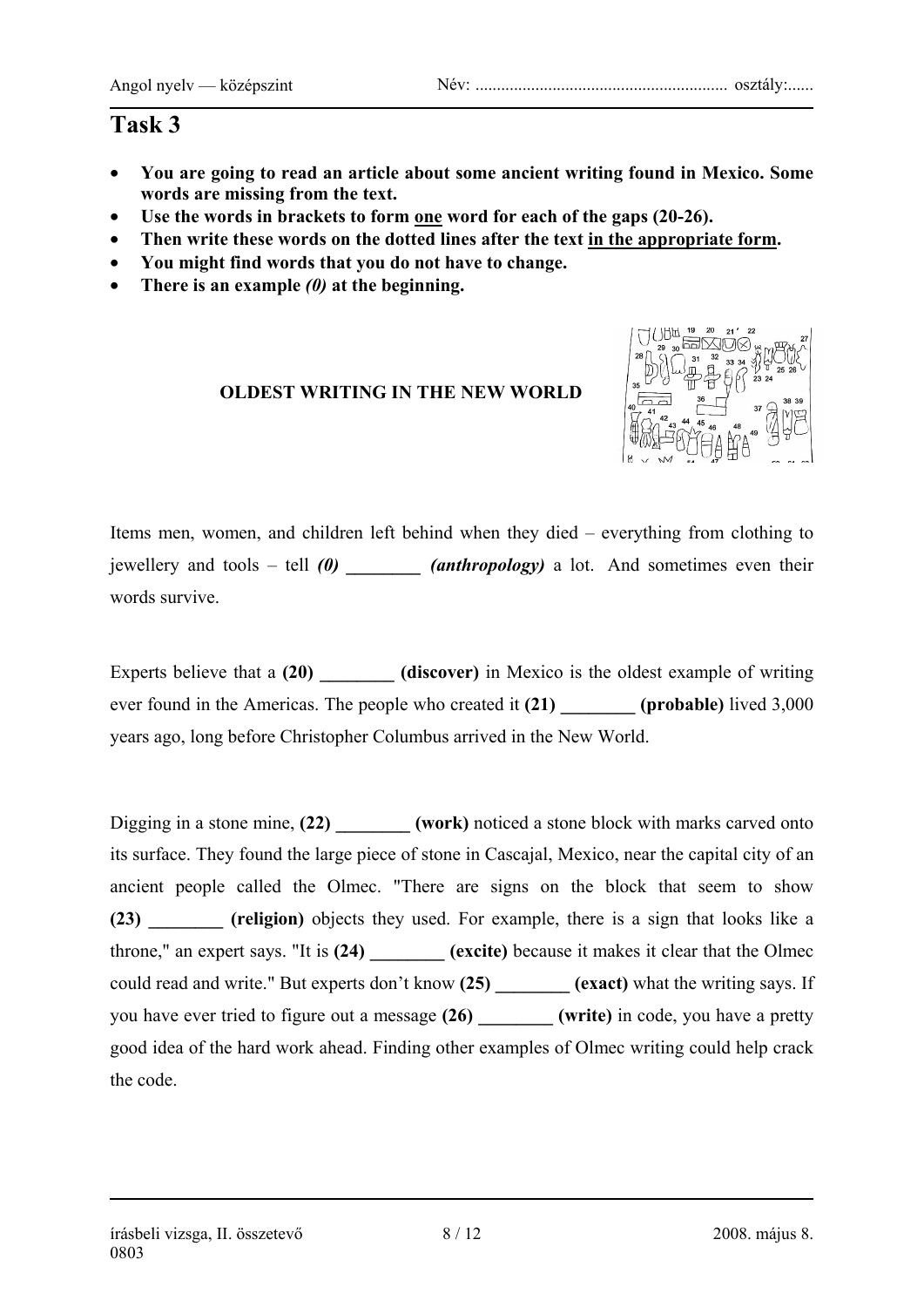# Task 3

- **You are going to read an article about some ancient writing found in Mexico. Some words are missing from the text.**
- **Use the words in brackets to form one word for each of the gaps (20-26).**
- **Then write these words on the dotted lines after the text in the appropriate form.**
- **You might find words that you do not have to change.**
- **There is an example *(0)* at the beginning.**

### OLDEST WRITING IN THE NEW WORLD

Items men, women, and children left behind when they died – everything from clothing to jewellery and tools – tell ***(0)* ________ *(anthropology)*** a lot. And sometimes even their words survive.

Experts believe that a **(20) ________ (discover)** in Mexico is the oldest example of writing ever found in the Americas. The people who created it **(21) ________ (probable)** lived 3,000 years ago, long before Christopher Columbus arrived in the New World.

Digging in a stone mine, **(22) ________ (work)** noticed a stone block with marks carved onto its surface. They found the large piece of stone in Cascajal, Mexico, near the capital city of an ancient people called the Olmec. "There are signs on the block that seem to show **(23) ________ (religion)** objects they used. For example, there is a sign that looks like a throne," an expert says. "It is **(24) ________ (excite)** because it makes it clear that the Olmec could read and write." But experts don't know **(25) ________ (exact)** what the writing says. If you have ever tried to figure out a message **(26) ________ (write)** in code, you have a pretty good idea of the hard work ahead. Finding other examples of Olmec writing could help crack the code.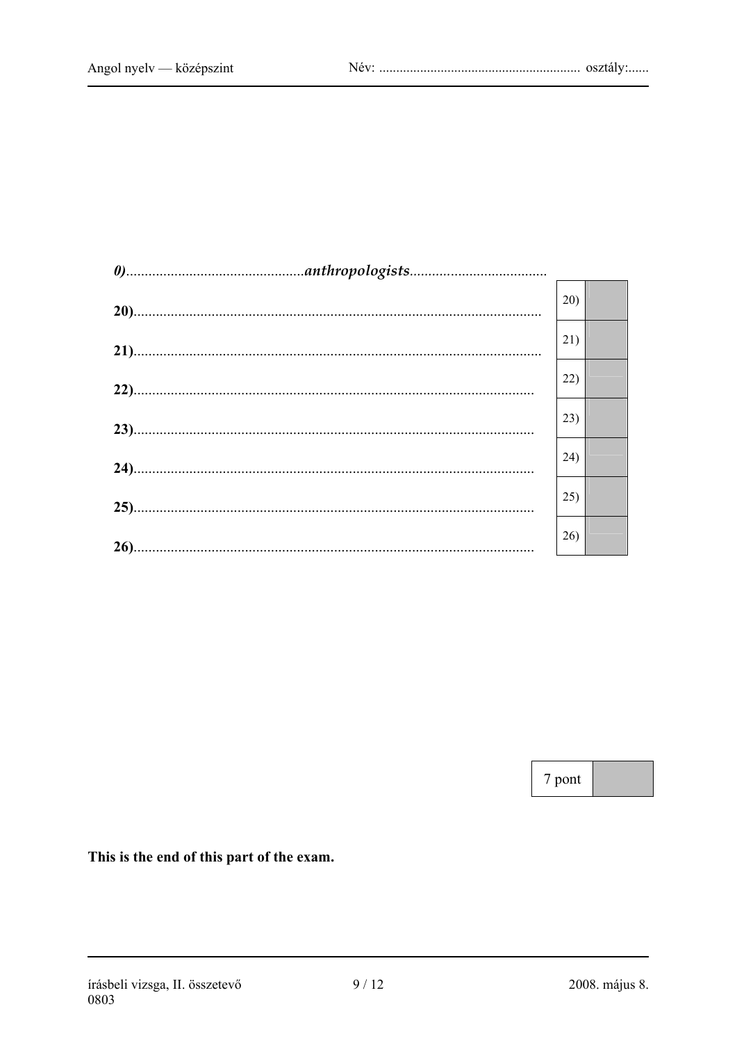*0)*...............................................*anthropologists*....................................

| | |
|---|---|
| **20)**............................................................................................................ | 20) |
| **21)**............................................................................................................ | 21) |
| **22)**............................................................................................................ | 22) |
| **23)**............................................................................................................ | 23) |
| **24)**............................................................................................................ | 24) |
| **25)**............................................................................................................ | 25) |
| **26)**............................................................................................................ | 26) |

| 7 pont | |
|---|---|

**This is the end of this part of the exam.**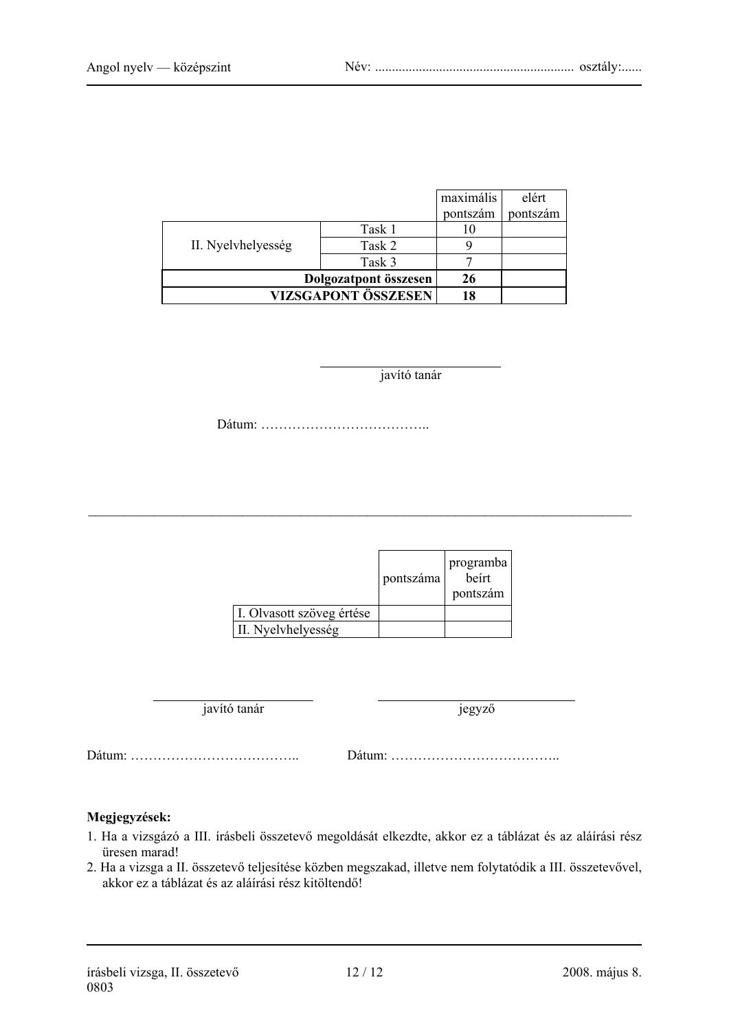| | | maximális pontszám | elért pontszám |
|---|---|---|---|
| II. Nyelvhelyesség | Task 1 | 10 | |
| | Task 2 | 9 | |
| | Task 3 | 7 | |
| **Dolgozatpont összesen** | | **26** | |
| **VIZSGAPONT ÖSSZESEN** | | **18** | |

javító tanár

Dátum: ………………………………..

---

| | pontszáma | programba beírt pontszám |
|---|---|---|
| I. Olvasott szöveg értése | | |
| II. Nyelvhelyesség | | |

javító tanár | jegyző

Dátum: ……………………………….. Dátum: ………………………………..

**Megjegyzések:**

1. Ha a vizsgázó a III. írásbeli összetevő megoldását elkezdte, akkor ez a táblázat és az aláírási rész üresen marad!
2. Ha a vizsga a II. összetevő teljesítése közben megszakad, illetve nem folytatódik a III. összetevővel, akkor ez a táblázat és az aláírási rész kitöltendő!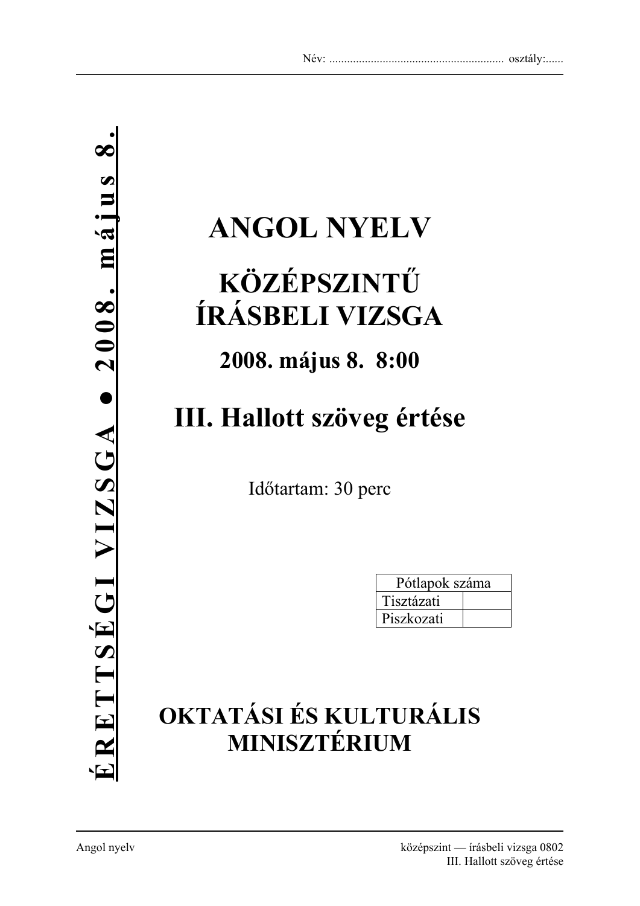Név: ........................................................... osztály:......

ÉRETTSÉGI VIZSGA ● 2008. május 8.

# ANGOL NYELV

## KÖZÉPSZINTŰ ÍRÁSBELI VIZSGA

### 2008. május 8. 8:00

## III. Hallott szöveg értése

Időtartam: 30 perc

| Pótlapok száma | |
|---|---|
| Tisztázati | |
| Piszkozati | |

## OKTATÁSI ÉS KULTURÁLIS MINISZTÉRIUM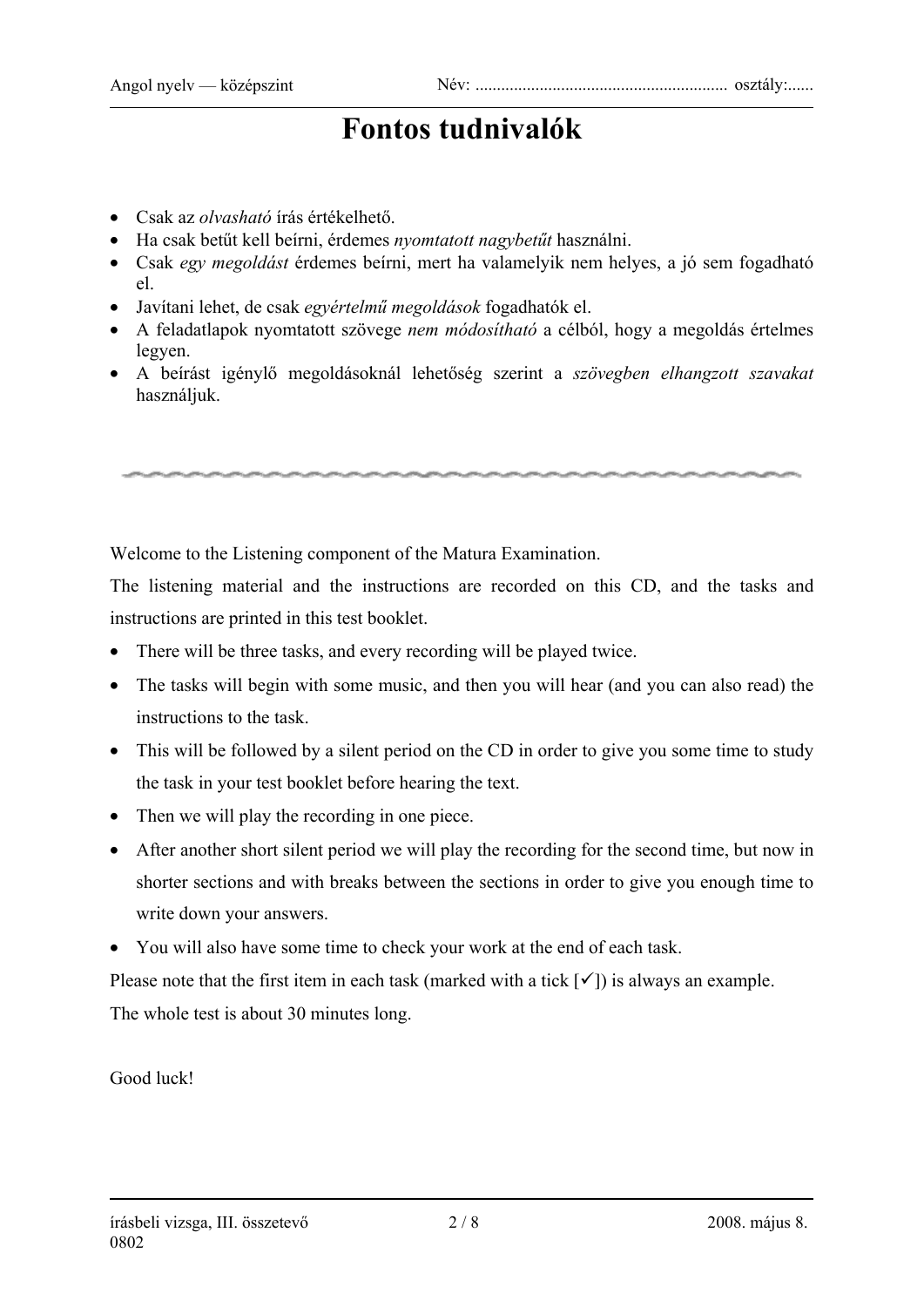# Fontos tudnivalók

- Csak az *olvasható* írás értékelhető.
- Ha csak betűt kell beírni, érdemes *nyomtatott nagybetűt* használni.
- Csak *egy megoldást* érdemes beírni, mert ha valamelyik nem helyes, a jó sem fogadható el.
- Javítani lehet, de csak *egyértelmű megoldások* fogadhatók el.
- A feladatlapok nyomtatott szövege *nem módosítható* a célból, hogy a megoldás értelmes legyen.
- A beírást igénylő megoldásoknál lehetőség szerint a *szövegben elhangzott szavakat* használjuk.

---

Welcome to the Listening component of the Matura Examination.

The listening material and the instructions are recorded on this CD, and the tasks and instructions are printed in this test booklet.

- There will be three tasks, and every recording will be played twice.
- The tasks will begin with some music, and then you will hear (and you can also read) the instructions to the task.
- This will be followed by a silent period on the CD in order to give you some time to study the task in your test booklet before hearing the text.
- Then we will play the recording in one piece.
- After another short silent period we will play the recording for the second time, but now in shorter sections and with breaks between the sections in order to give you enough time to write down your answers.
- You will also have some time to check your work at the end of each task.

Please note that the first item in each task (marked with a tick [✓]) is always an example.

The whole test is about 30 minutes long.

Good luck!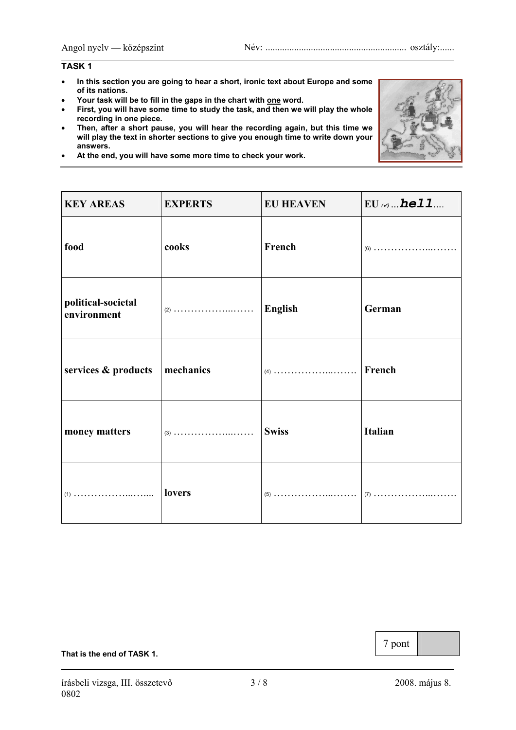## TASK 1

- **In this section you are going to hear a short, ironic text about Europe and some of its nations.**
- **Your task will be to fill in the gaps in the chart with one word.**
- **First, you will have some time to study the task, and then we will play the whole recording in one piece.**
- **Then, after a short pause, you will hear the recording again, but this time we will play the text in shorter sections to give you enough time to write down your answers.**
- **At the end, you will have some more time to check your work.**

| KEY AREAS | EXPERTS | EU HEAVEN | EU (✓) ...**hell**.... |
|---|---|---|---|
| **food** | **cooks** | **French** | (6) ……………...……. |
| **political-societal environment** | (2) ……………...…… | **English** | **German** |
| **services & products** | **mechanics** | (4) ……………...……. | **French** |
| **money matters** | (3) ……………...…… | **Swiss** | **Italian** |
| (1) ……………...…... | **lovers** | (5) ……………...……. | (7) ……………...……. |

7 pont

**That is the end of TASK 1.**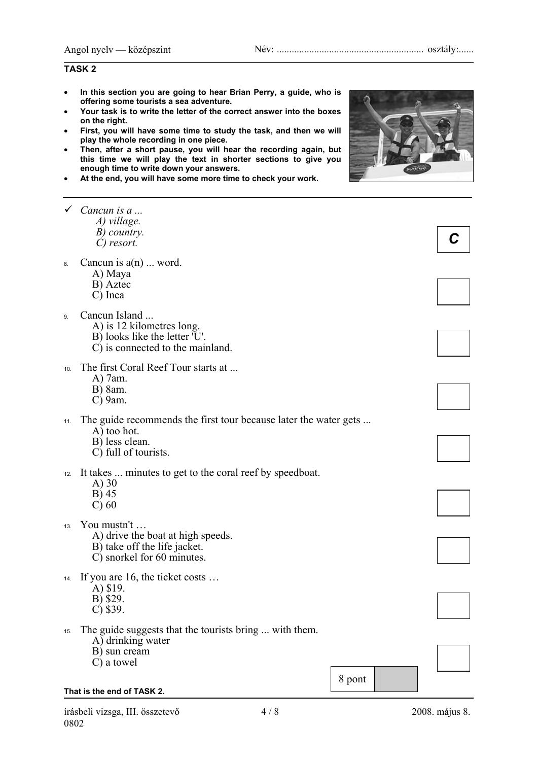**TASK 2**

- **In this section you are going to hear Brian Perry, a guide, who is offering some tourists a sea adventure.**
- **Your task is to write the letter of the correct answer into the boxes on the right.**
- **First, you will have some time to study the task, and then we will play the whole recording in one piece.**
- **Then, after a short pause, you will hear the recording again, but this time we will play the text in shorter sections to give you enough time to write down your answers.**
- **At the end, you will have some more time to check your work.**

---

✓ *Cancun is a ...*
*A) village.*
*B) country.*
*C) resort.*

**C**

8. Cancun is a(n) ... word.
   A) Maya
   B) Aztec
   C) Inca

9. Cancun Island ...
   A) is 12 kilometres long.
   B) looks like the letter 'U'.
   C) is connected to the mainland.

10. The first Coral Reef Tour starts at ...
    A) 7am.
    B) 8am.
    C) 9am.

11. The guide recommends the first tour because later the water gets ...
    A) too hot.
    B) less clean.
    C) full of tourists.

12. It takes ... minutes to get to the coral reef by speedboat.
    A) 30
    B) 45
    C) 60

13. You mustn't …
    A) drive the boat at high speeds.
    B) take off the life jacket.
    C) snorkel for 60 minutes.

14. If you are 16, the ticket costs …
    A) $19.
    B) $29.
    C) $39.

15. The guide suggests that the tourists bring ... with them.
    A) drinking water
    B) sun cream
    C) a towel

| 8 pont | |
|---|---|

**That is the end of TASK 2.**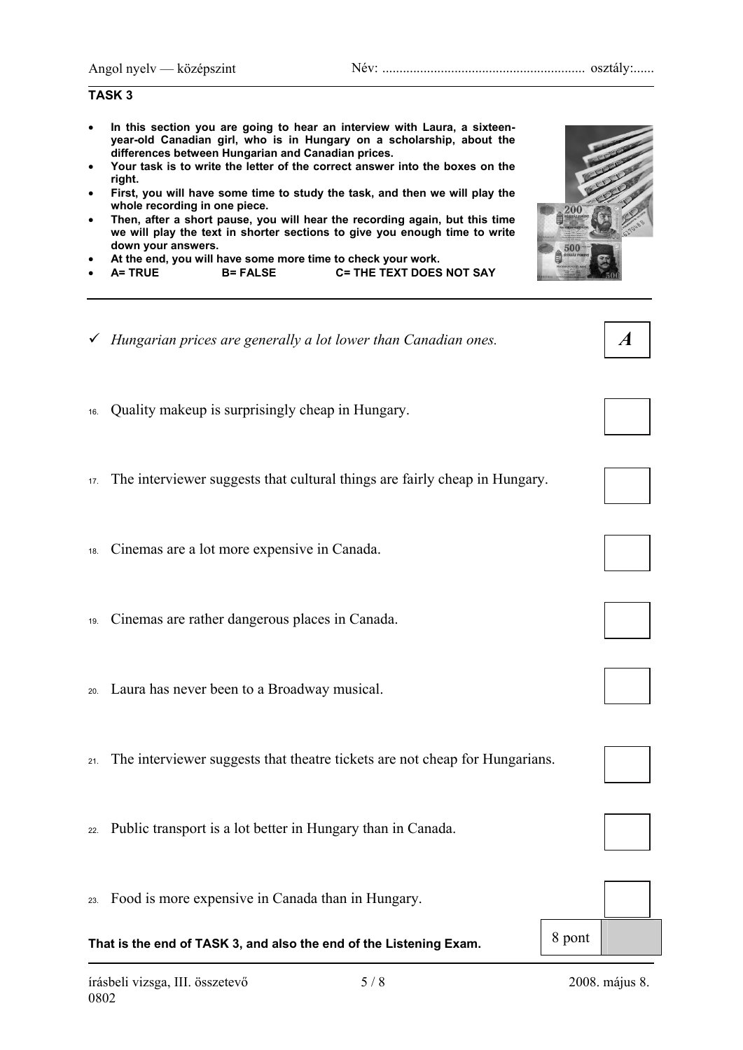**TASK 3**

- **In this section you are going to hear an interview with Laura, a sixteen-year-old Canadian girl, who is in Hungary on a scholarship, about the differences between Hungarian and Canadian prices.**
- **Your task is to write the letter of the correct answer into the boxes on the right.**
- **First, you will have some time to study the task, and then we will play the whole recording in one piece.**
- **Then, after a short pause, you will hear the recording again, but this time we will play the text in shorter sections to give you enough time to write down your answers.**
- **At the end, you will have some more time to check your work.**
- **A= TRUE B= FALSE C= THE TEXT DOES NOT SAY**

✓ *Hungarian prices are generally a lot lower than Canadian ones.* ***A***

16. Quality makeup is surprisingly cheap in Hungary.

17. The interviewer suggests that cultural things are fairly cheap in Hungary.

18. Cinemas are a lot more expensive in Canada.

19. Cinemas are rather dangerous places in Canada.

20. Laura has never been to a Broadway musical.

21. The interviewer suggests that theatre tickets are not cheap for Hungarians.

22. Public transport is a lot better in Hungary than in Canada.

23. Food is more expensive in Canada than in Hungary.

**That is the end of TASK 3, and also the end of the Listening Exam.**

8 pont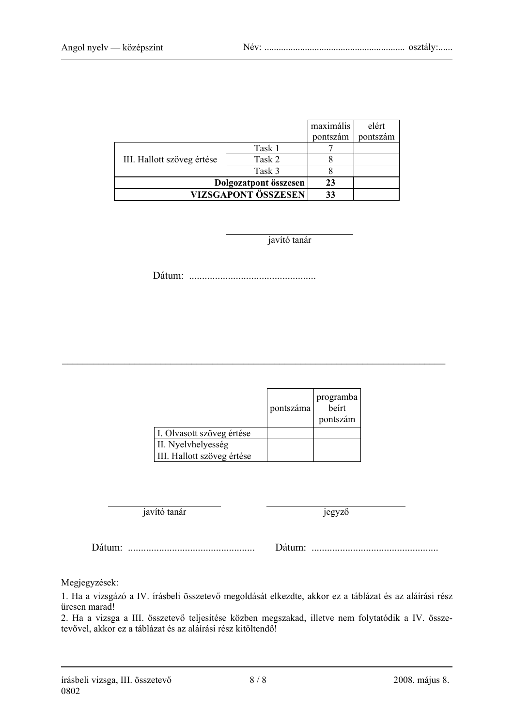| | | maximális pontszám | elért pontszám |
|---|---|---|---|
| III. Hallott szöveg értése | Task 1 | 7 | |
| | Task 2 | 8 | |
| | Task 3 | 8 | |
| **Dolgozatpont összesen** | | **23** | |
| **VIZSGAPONT ÖSSZESEN** | | **33** | |

javító tanár

Dátum: .................................................

---

| | pontszáma | programba beírt pontszám |
|---|---|---|
| I. Olvasott szöveg értése | | |
| II. Nyelvhelyesség | | |
| III. Hallott szöveg értése | | |

javító tanár

jegyző

Dátum: .................................................

Dátum: .................................................

Megjegyzések:

1. Ha a vizsgázó a IV. írásbeli összetevő megoldását elkezdte, akkor ez a táblázat és az aláírási rész üresen marad!
2. Ha a vizsga a III. összetevő teljesítése közben megszakad, illetve nem folytatódik a IV. összetevővel, akkor ez a táblázat és az aláírási rész kitöltendő!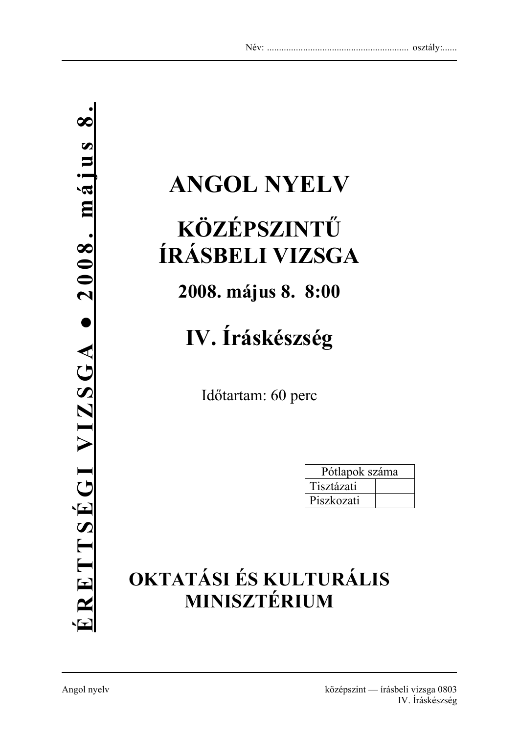Név: ........................................................... osztály:......

ÉRETTSÉGI VIZSGA • 2008. május 8.

# ANGOL NYELV

## KÖZÉPSZINTŰ ÍRÁSBELI VIZSGA

### 2008. május 8. 8:00

## IV. Íráskészség

Időtartam: 60 perc

| Pótlapok száma | |
|---|---|
| Tisztázati | |
| Piszkozati | |

**OKTATÁSI ÉS KULTURÁLIS MINISZTÉRIUM**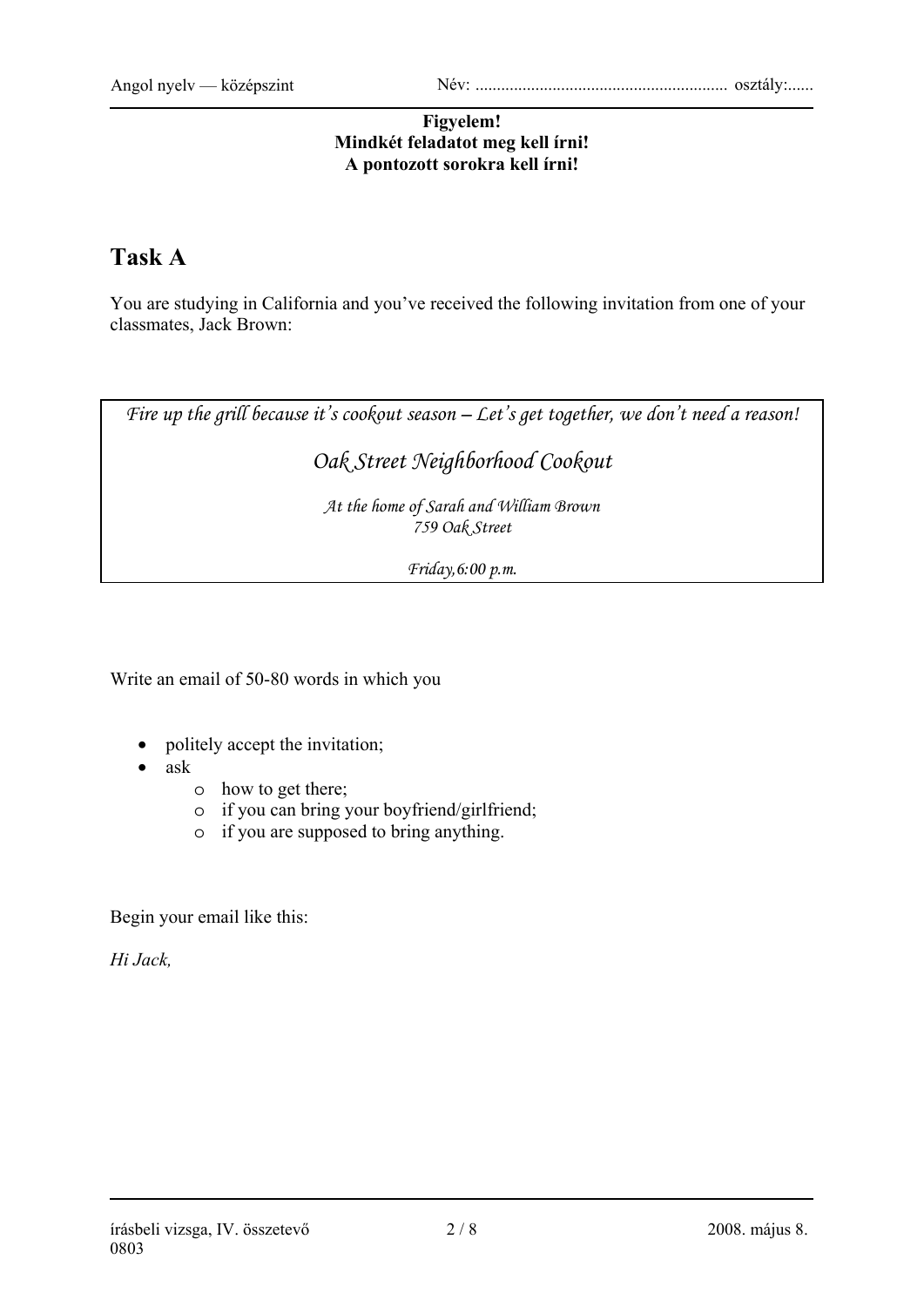**Figyelem!**
**Mindkét feladatot meg kell írni!**
**A pontozott sorokra kell írni!**

# Task A

You are studying in California and you've received the following invitation from one of your classmates, Jack Brown:

> *Fire up the grill because it's cookout season – Let's get together, we don't need a reason!*
>
> *Oak Street Neighborhood Cookout*
>
> *At the home of Sarah and William Brown*
> *759 Oak Street*
>
> *Friday, 6:00 p.m.*

Write an email of 50-80 words in which you

- politely accept the invitation;
- ask
  - how to get there;
  - if you can bring your boyfriend/girlfriend;
  - if you are supposed to bring anything.

Begin your email like this:

*Hi Jack,*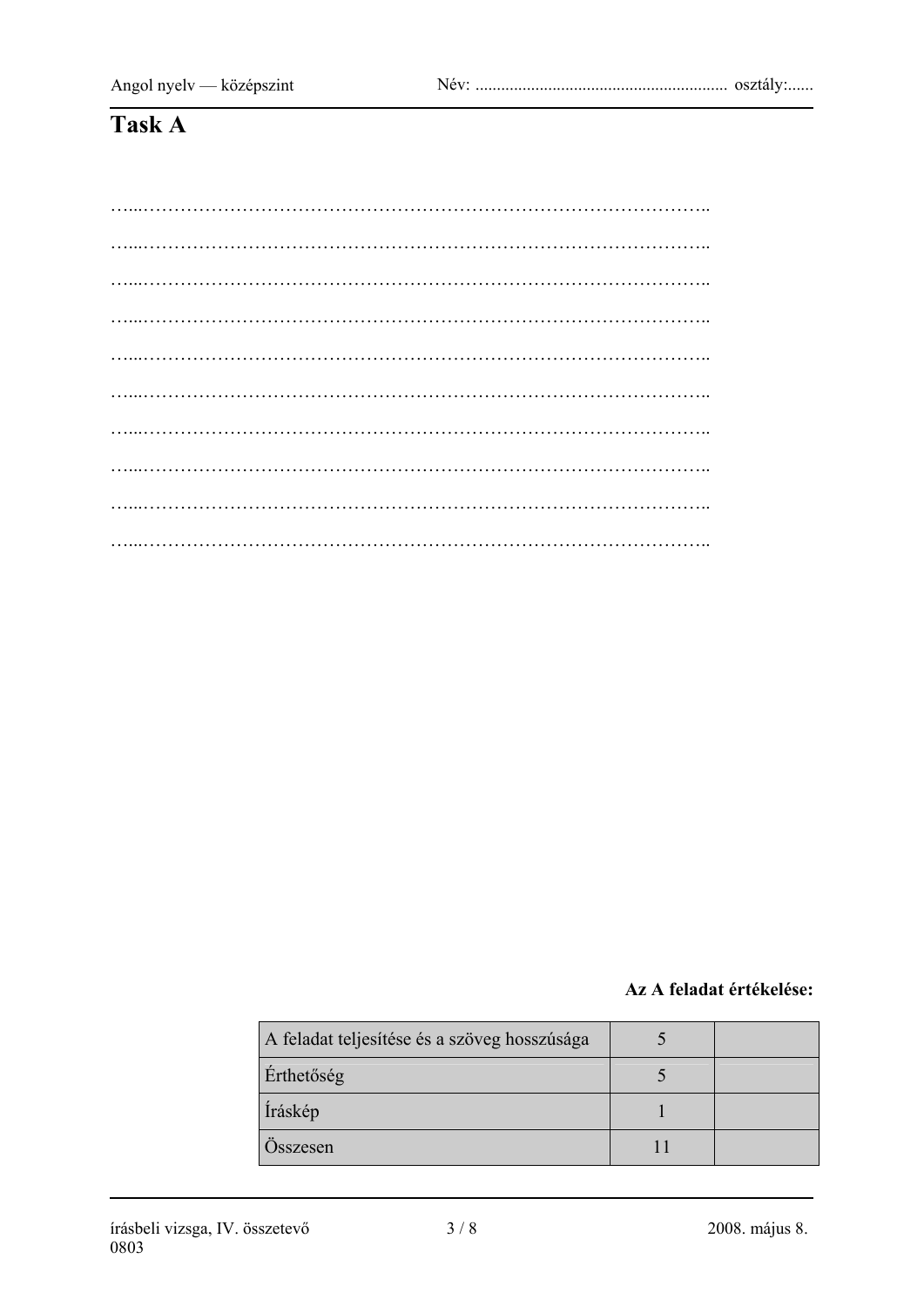# Task A

…...……………………………………………………………………………..

…...……………………………………………………………………………..

…...……………………………………………………………………………..

…...……………………………………………………………………………..

…...……………………………………………………………………………..

…...……………………………………………………………………………..

…...……………………………………………………………………………..

…...……………………………………………………………………………..

…...……………………………………………………………………………..

…...……………………………………………………………………………..

**Az A feladat értékelése:**

| | | |
|---|---|---|
| A feladat teljesítése és a szöveg hosszúsága | 5 | |
| Érthetőség | 5 | |
| Íráskép | 1 | |
| Összesen | 11 | |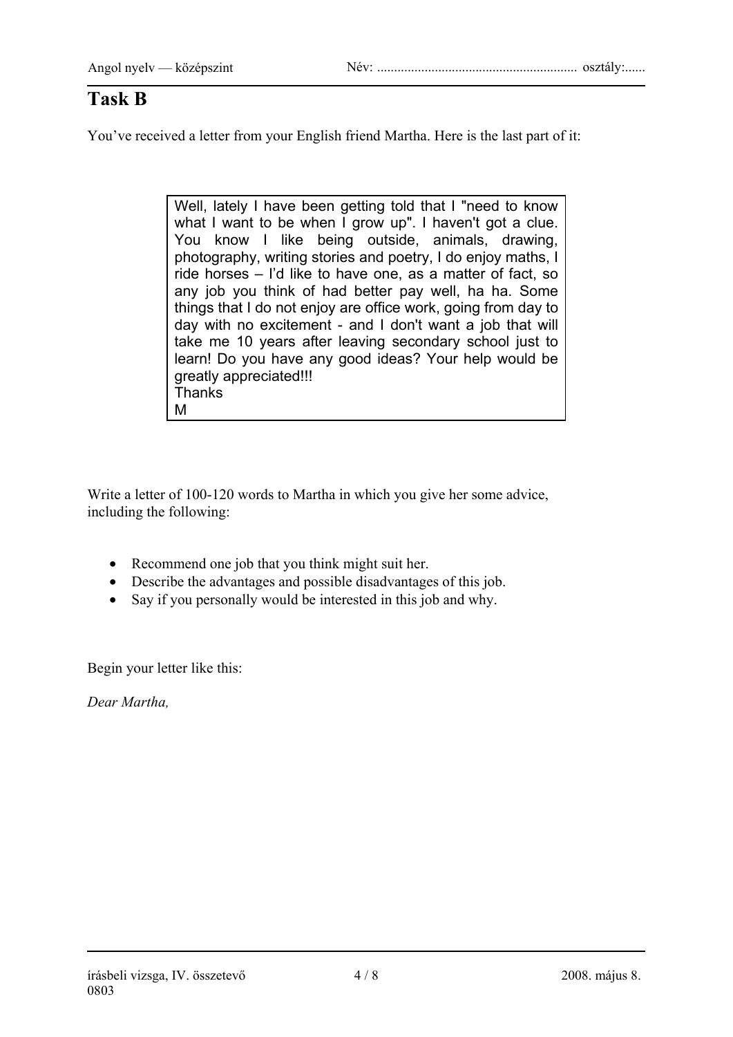# Task B

You've received a letter from your English friend Martha. Here is the last part of it:

> Well, lately I have been getting told that I "need to know what I want to be when I grow up". I haven't got a clue. You know I like being outside, animals, drawing, photography, writing stories and poetry, I do enjoy maths, I ride horses – I'd like to have one, as a matter of fact, so any job you think of had better pay well, ha ha. Some things that I do not enjoy are office work, going from day to day with no excitement - and I don't want a job that will take me 10 years after leaving secondary school just to learn! Do you have any good ideas? Your help would be greatly appreciated!!!
> Thanks
> M

Write a letter of 100-120 words to Martha in which you give her some advice, including the following:

- Recommend one job that you think might suit her.
- Describe the advantages and possible disadvantages of this job.
- Say if you personally would be interested in this job and why.

Begin your letter like this:

*Dear Martha,*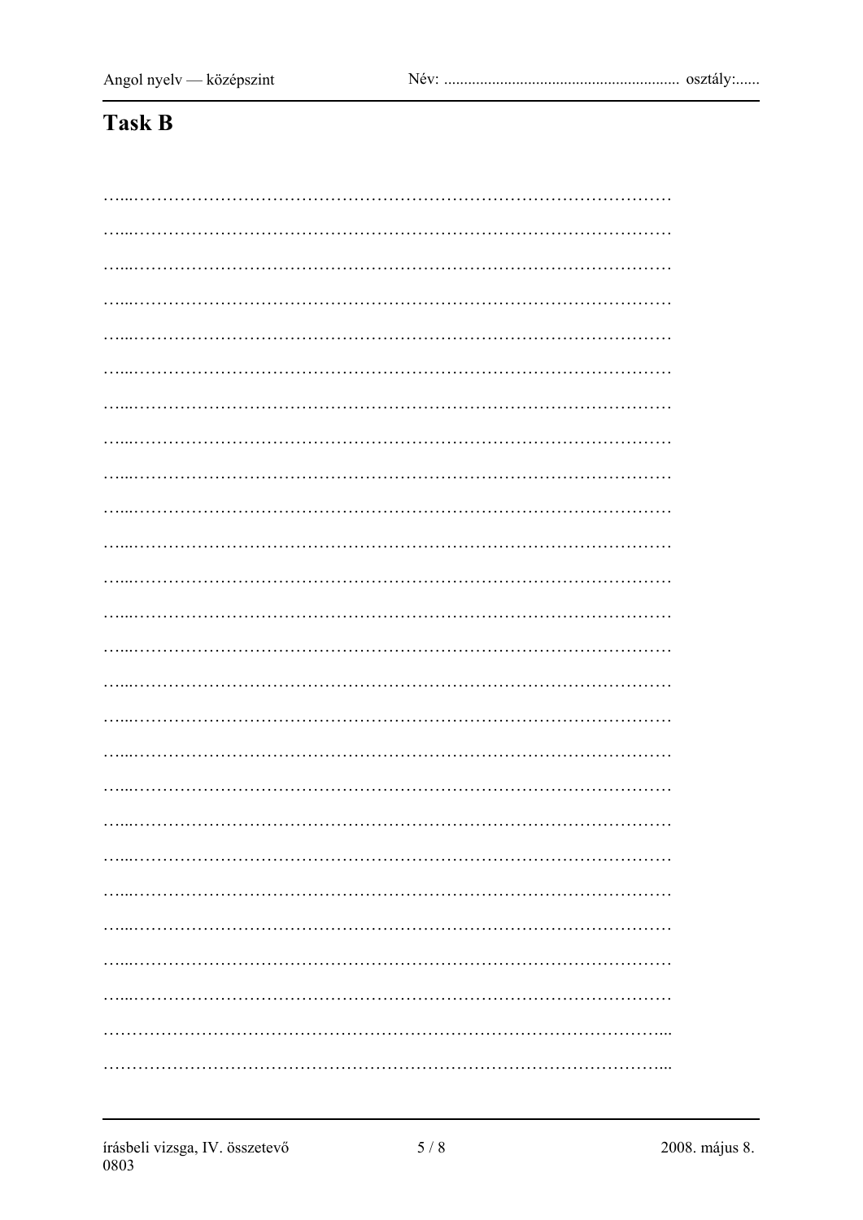## Task B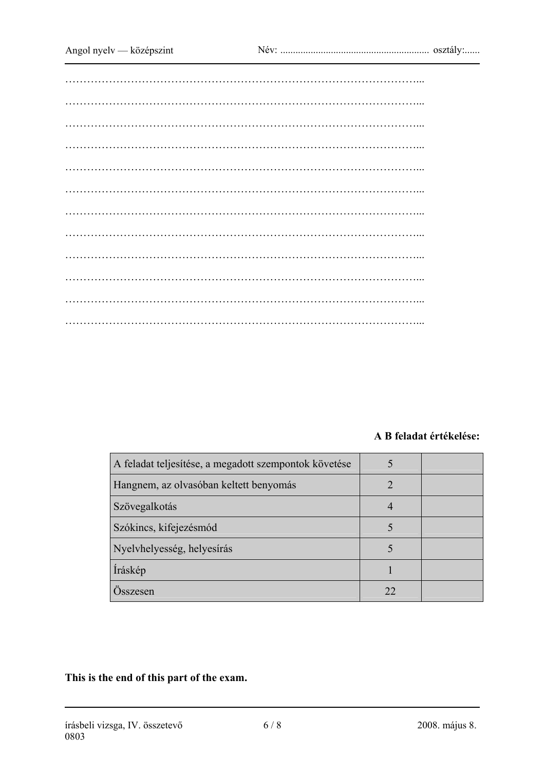……………………………………………………………………………………...

……………………………………………………………………………………...

……………………………………………………………………………………...

……………………………………………………………………………………...

……………………………………………………………………………………...

……………………………………………………………………………………...

……………………………………………………………………………………...

……………………………………………………………………………………...

……………………………………………………………………………………...

……………………………………………………………………………………...

……………………………………………………………………………………...

……………………………………………………………………………………...

**A B feladat értékelése:**

| | | |
|---|---|---|
| A feladat teljesítése, a megadott szempontok követése | 5 | |
| Hangnem, az olvasóban keltett benyomás | 2 | |
| Szövegalkotás | 4 | |
| Szókincs, kifejezésmód | 5 | |
| Nyelvhelyesség, helyesírás | 5 | |
| Íráskép | 1 | |
| Összesen | 22 | |

**This is the end of this part of the exam.**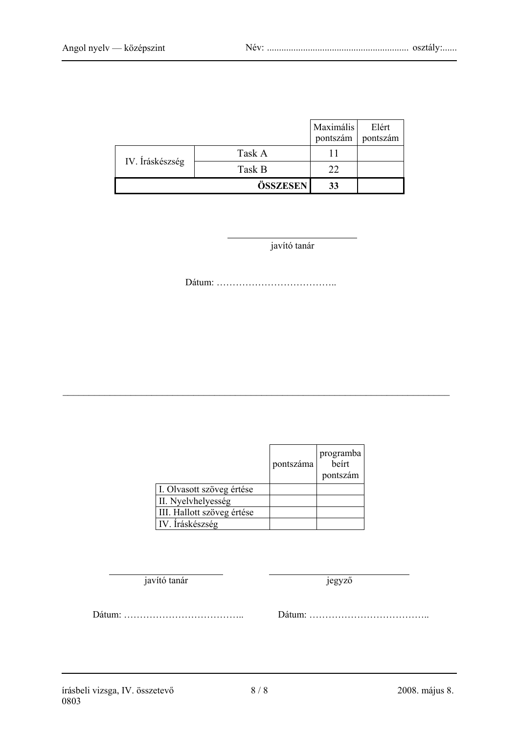| | | Maximális pontszám | Elért pontszám |
|---|---|---|---|
| IV. Íráskészség | Task A | 11 | |
| | Task B | 22 | |
| **ÖSSZESEN** | | **33** | |

javító tanár

Dátum: ………………………………..

---

| | pontszáma | programba beírt pontszám |
|---|---|---|
| I. Olvasott szöveg értése | | |
| II. Nyelvhelyesség | | |
| III. Hallott szöveg értése | | |
| IV. Íráskészség | | |

javító tanár

jegyző

Dátum: ………………………………..

Dátum: ………………………………..